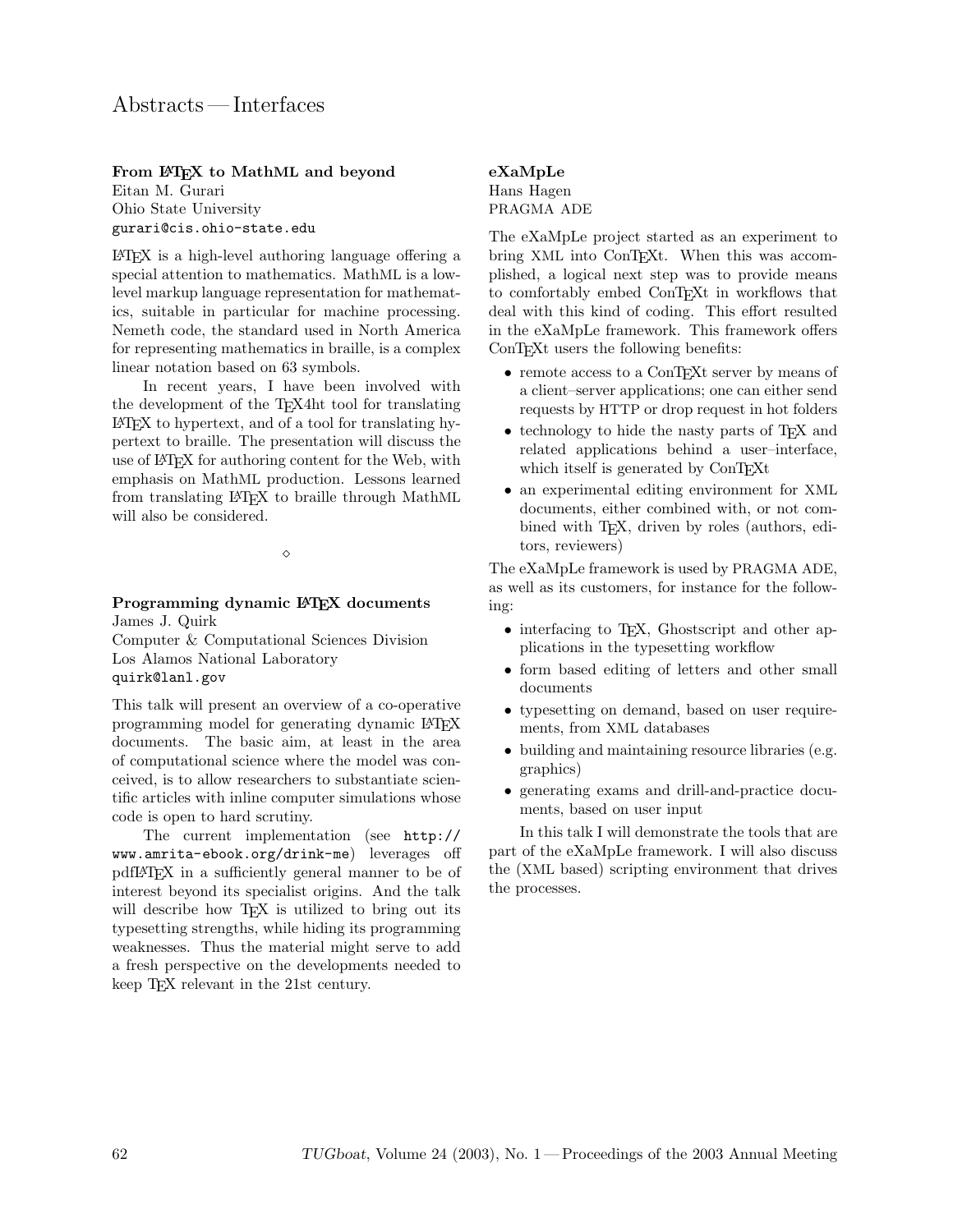# Abstracts — Interfaces

### From LaTeX to MathML and beyond

Eitan M. Gurari
Ohio State University
gurari@cis.ohio-state.edu

LaTeX is a high-level authoring language offering a special attention to mathematics. MathML is a low-level markup language representation for mathematics, suitable in particular for machine processing. Nemeth code, the standard used in North America for representing mathematics in braille, is a complex linear notation based on 63 symbols.

In recent years, I have been involved with the development of the TeX4ht tool for translating LaTeX to hypertext, and of a tool for translating hypertext to braille. The presentation will discuss the use of LaTeX for authoring content for the Web, with emphasis on MathML production. Lessons learned from translating LaTeX to braille through MathML will also be considered.

◇

### Programming dynamic LaTeX documents

James J. Quirk
Computer & Computational Sciences Division
Los Alamos National Laboratory
quirk@lanl.gov

This talk will present an overview of a co-operative programming model for generating dynamic LaTeX documents. The basic aim, at least in the area of computational science where the model was conceived, is to allow researchers to substantiate scientific articles with inline computer simulations whose code is open to hard scrutiny.

The current implementation (see http://www.amrita-ebook.org/drink-me) leverages off pdfLaTeX in a sufficiently general manner to be of interest beyond its specialist origins. And the talk will describe how TeX is utilized to bring out its typesetting strengths, while hiding its programming weaknesses. Thus the material might serve to add a fresh perspective on the developments needed to keep TeX relevant in the 21st century.

### eXaMpLe

Hans Hagen
PRAGMA ADE

The eXaMpLe project started as an experiment to bring XML into ConTeXt. When this was accomplished, a logical next step was to provide means to comfortably embed ConTeXt in workflows that deal with this kind of coding. This effort resulted in the eXaMpLe framework. This framework offers ConTeXt users the following benefits:

- remote access to a ConTeXt server by means of a client–server applications; one can either send requests by HTTP or drop request in hot folders
- technology to hide the nasty parts of TeX and related applications behind a user–interface, which itself is generated by ConTeXt
- an experimental editing environment for XML documents, either combined with, or not combined with TeX, driven by roles (authors, editors, reviewers)

The eXaMpLe framework is used by PRAGMA ADE, as well as its customers, for instance for the following:

- interfacing to TeX, Ghostscript and other applications in the typesetting workflow
- form based editing of letters and other small documents
- typesetting on demand, based on user requirements, from XML databases
- building and maintaining resource libraries (e.g. graphics)
- generating exams and drill-and-practice documents, based on user input

In this talk I will demonstrate the tools that are part of the eXaMpLe framework. I will also discuss the (XML based) scripting environment that drives the processes.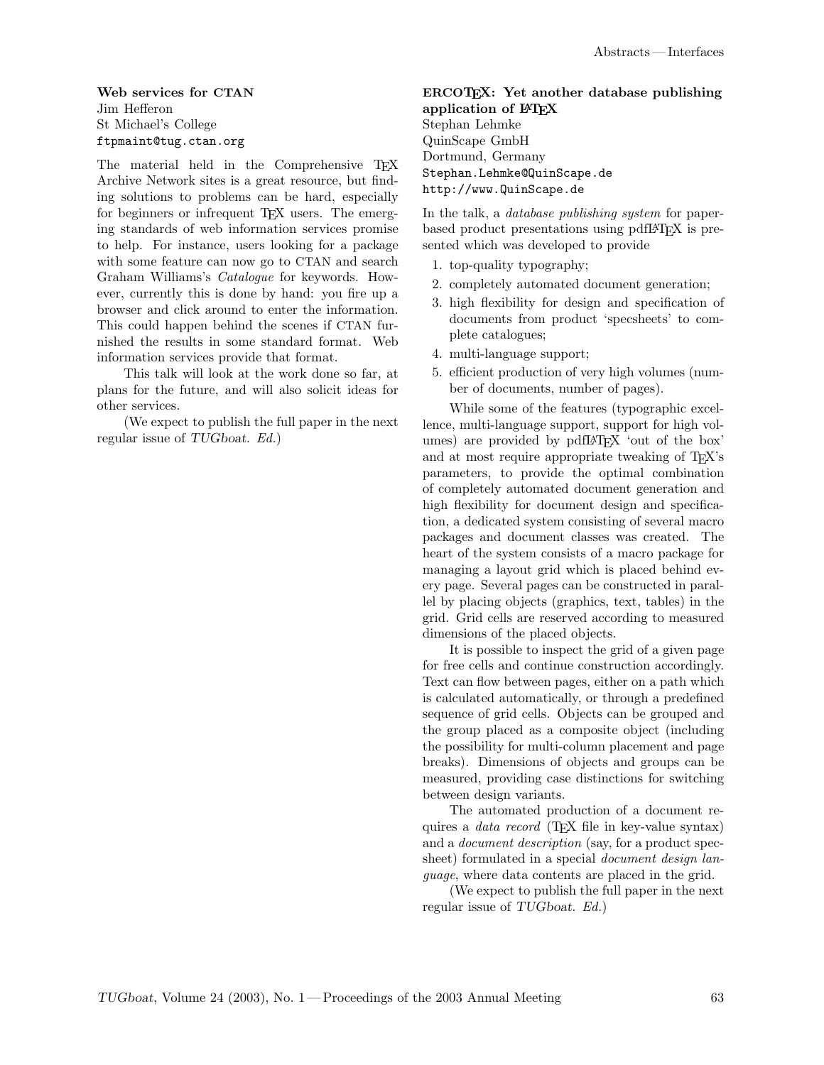### Web services for CTAN

Jim Hefferon
St Michael's College
ftpmaint@tug.ctan.org

The material held in the Comprehensive TeX Archive Network sites is a great resource, but finding solutions to problems can be hard, especially for beginners or infrequent TeX users. The emerging standards of web information services promise to help. For instance, users looking for a package with some feature can now go to CTAN and search Graham Williams's *Catalogue* for keywords. However, currently this is done by hand: you fire up a browser and click around to enter the information. This could happen behind the scenes if CTAN furnished the results in some standard format. Web information services provide that format.

This talk will look at the work done so far, at plans for the future, and will also solicit ideas for other services.

(We expect to publish the full paper in the next regular issue of *TUGboat*. *Ed.*)

### ERCOTeX: Yet another database publishing application of LaTeX

Stephan Lehmke
QuinScape GmbH
Dortmund, Germany
Stephan.Lehmke@QuinScape.de
http://www.QuinScape.de

In the talk, a *database publishing system* for paper-based product presentations using pdfLaTeX is presented which was developed to provide

1. top-quality typography;
2. completely automated document generation;
3. high flexibility for design and specification of documents from product 'specsheets' to complete catalogues;
4. multi-language support;
5. efficient production of very high volumes (number of documents, number of pages).

While some of the features (typographic excellence, multi-language support, support for high volumes) are provided by pdfLaTeX 'out of the box' and at most require appropriate tweaking of TeX's parameters, to provide the optimal combination of completely automated document generation and high flexibility for document design and specification, a dedicated system consisting of several macro packages and document classes was created. The heart of the system consists of a macro package for managing a layout grid which is placed behind every page. Several pages can be constructed in parallel by placing objects (graphics, text, tables) in the grid. Grid cells are reserved according to measured dimensions of the placed objects.

It is possible to inspect the grid of a given page for free cells and continue construction accordingly. Text can flow between pages, either on a path which is calculated automatically, or through a predefined sequence of grid cells. Objects can be grouped and the group placed as a composite object (including the possibility for multi-column placement and page breaks). Dimensions of objects and groups can be measured, providing case distinctions for switching between design variants.

The automated production of a document requires a *data record* (TeX file in key-value syntax) and a *document description* (say, for a product specsheet) formulated in a special *document design language*, where data contents are placed in the grid.

(We expect to publish the full paper in the next regular issue of *TUGboat*. *Ed.*)